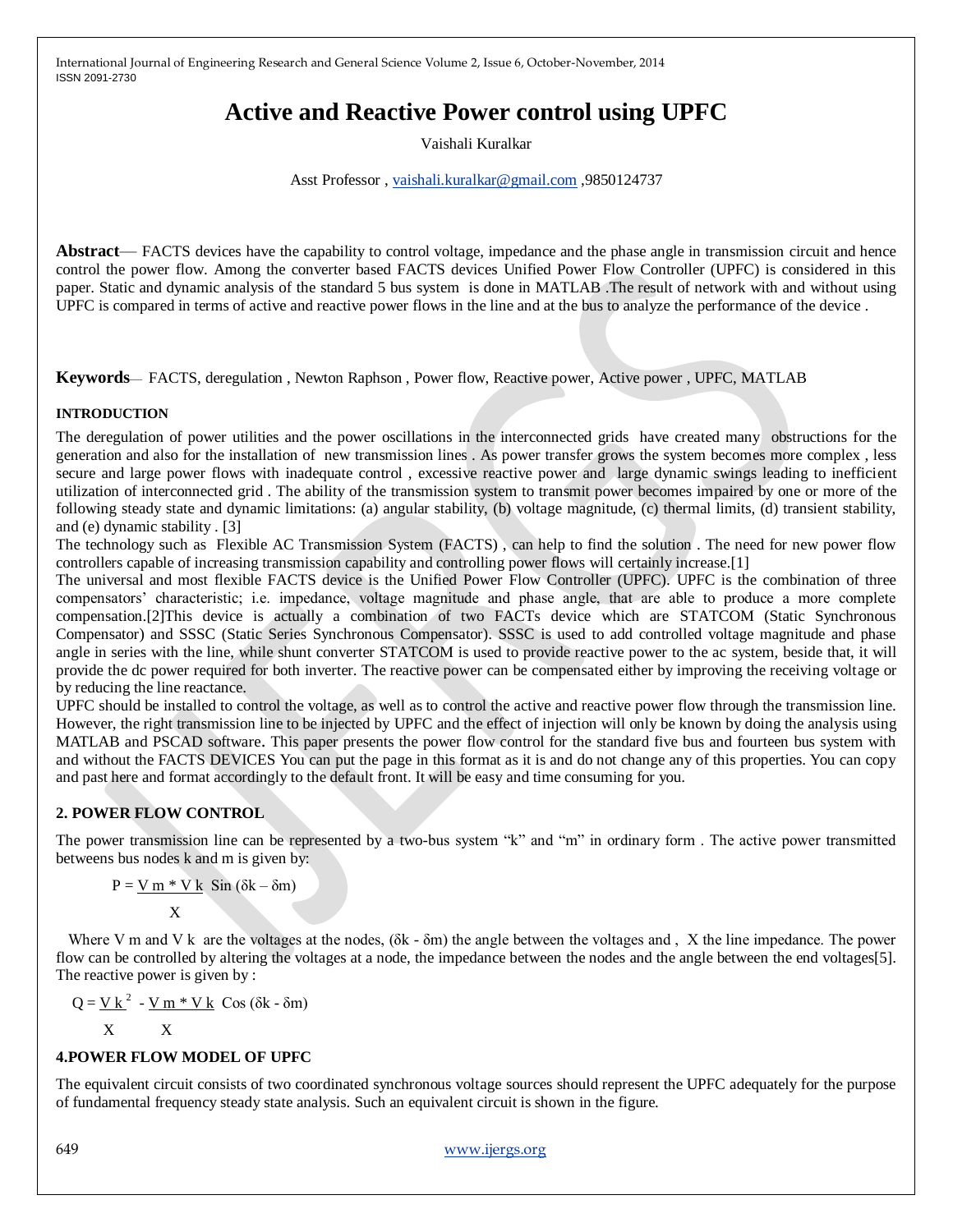# Active and Reactive Power control using UPFC

Vaishali Kuralkar

Asst Professor , vaishali.kuralkar@gmail.com ,9850124737

**Abstract**— FACTS devices have the capability to control voltage, impedance and the phase angle in transmission circuit and hence control the power flow. Among the converter based FACTS devices Unified Power Flow Controller (UPFC) is considered in this paper. Static and dynamic analysis of the standard 5 bus system is done in MATLAB .The result of network with and without using UPFC is compared in terms of active and reactive power flows in the line and at the bus to analyze the performance of the device .

**Keywords**— FACTS, deregulation , Newton Raphson , Power flow, Reactive power, Active power , UPFC, MATLAB

## INTRODUCTION

The deregulation of power utilities and the power oscillations in the interconnected grids have created many obstructions for the generation and also for the installation of new transmission lines . As power transfer grows the system becomes more complex , less secure and large power flows with inadequate control , excessive reactive power and large dynamic swings leading to inefficient utilization of interconnected grid . The ability of the transmission system to transmit power becomes impaired by one or more of the following steady state and dynamic limitations: (a) angular stability, (b) voltage magnitude, (c) thermal limits, (d) transient stability, and (e) dynamic stability . [3]

The technology such as Flexible AC Transmission System (FACTS) , can help to find the solution . The need for new power flow controllers capable of increasing transmission capability and controlling power flows will certainly increase.[1]

The universal and most flexible FACTS device is the Unified Power Flow Controller (UPFC). UPFC is the combination of three compensators' characteristic; i.e. impedance, voltage magnitude and phase angle, that are able to produce a more complete compensation.[2]This device is actually a combination of two FACTs device which are STATCOM (Static Synchronous Compensator) and SSSC (Static Series Synchronous Compensator). SSSC is used to add controlled voltage magnitude and phase angle in series with the line, while shunt converter STATCOM is used to provide reactive power to the ac system, beside that, it will provide the dc power required for both inverter. The reactive power can be compensated either by improving the receiving voltage or by reducing the line reactance.

UPFC should be installed to control the voltage, as well as to control the active and reactive power flow through the transmission line. However, the right transmission line to be injected by UPFC and the effect of injection will only be known by doing the analysis using MATLAB and PSCAD software. This paper presents the power flow control for the standard five bus and fourteen bus system with and without the FACTS DEVICES You can put the page in this format as it is and do not change any of this properties. You can copy and past here and format accordingly to the default front. It will be easy and time consuming for you.

## 2. POWER FLOW CONTROL

The power transmission line can be represented by a two-bus system "k" and "m" in ordinary form . The active power transmitted betweens bus nodes k and m is given by:

$$P = \frac{V_m * V_k}{X} \sin(\delta_k - \delta_m)$$

Where $V_m$ and $V_k$ are the voltages at the nodes, $(\delta_k - \delta_m)$ the angle between the voltages and , X the line impedance. The power flow can be controlled by altering the voltages at a node, the impedance between the nodes and the angle between the end voltages[5]. The reactive power is given by :

$$Q = \frac{V_k^2}{X} - \frac{V_m * V_k}{X} \cos(\delta_k - \delta_m)$$

## 4.POWER FLOW MODEL OF UPFC

The equivalent circuit consists of two coordinated synchronous voltage sources should represent the UPFC adequately for the purpose of fundamental frequency steady state analysis. Such an equivalent circuit is shown in the figure.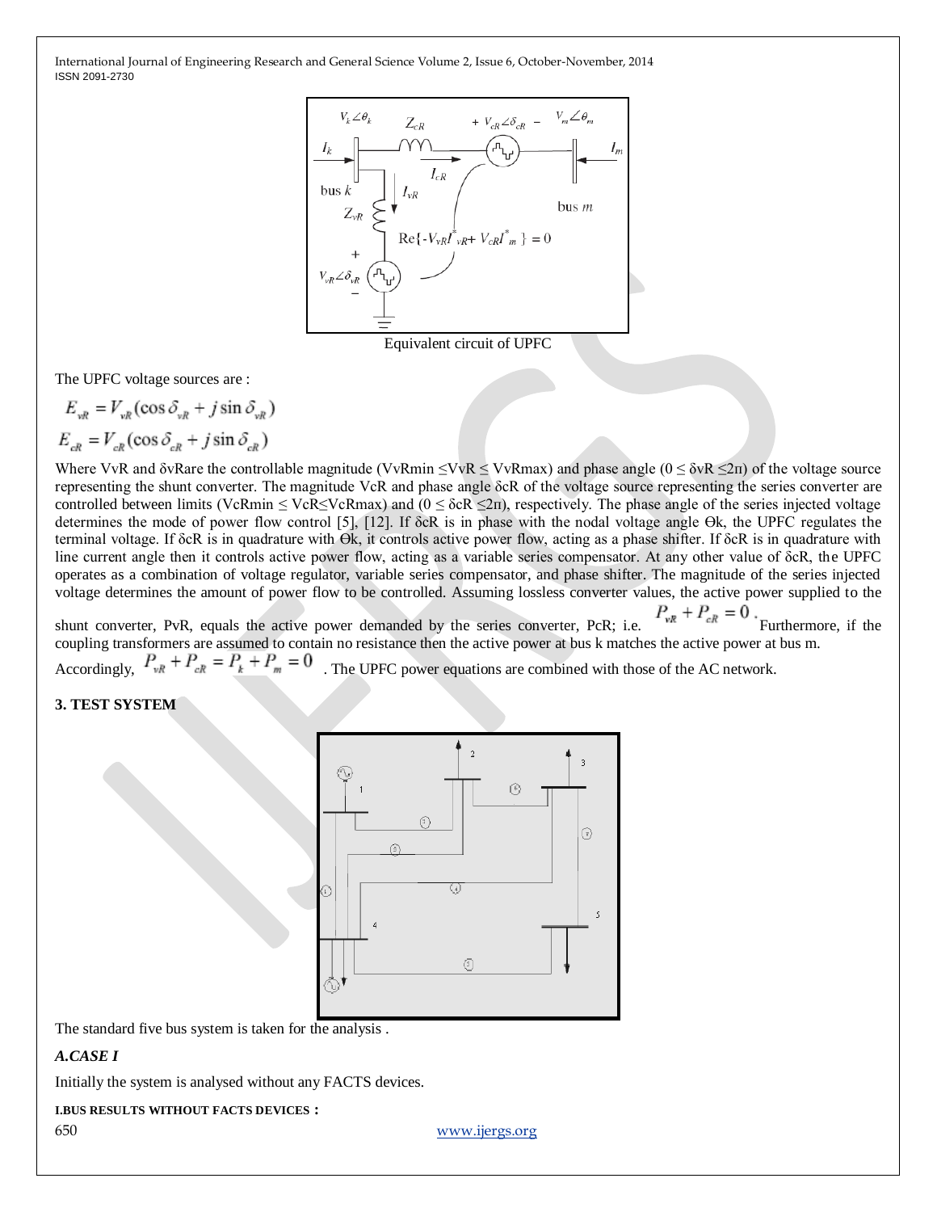Equivalent circuit of UPFC

The UPFC voltage sources are :

$$E_{vR} = V_{vR}(\cos \delta_{vR} + j \sin \delta_{vR})$$

$$E_{cR} = V_{cR}(\cos \delta_{cR} + j \sin \delta_{cR})$$

Where $V_{vR}$ and $\delta_{vR}$ are the controllable magnitude ($V_{vR\min} \leq V_{vR} \leq V_{vR\max}$) and phase angle ($0 \leq \delta_{vR} \leq 2\pi$) of the voltage source representing the shunt converter. The magnitude $V_{cR}$ and phase angle $\delta_{cR}$ of the voltage source representing the series converter are controlled between limits ($V_{cR\min} \leq V_{cR} \leq V_{cR\max}$) and ($0 \leq \delta_{cR} \leq 2\pi$), respectively. The phase angle of the series injected voltage determines the mode of power flow control [5], [12]. If $\delta_{cR}$ is in phase with the nodal voltage angle $\theta_k$, the UPFC regulates the terminal voltage. If $\delta_{cR}$ is in quadrature with $\theta_k$, it controls active power flow, acting as a phase shifter. If $\delta_{cR}$ is in quadrature with line current angle then it controls active power flow, acting as a variable series compensator. At any other value of $\delta_{cR}$, the UPFC operates as a combination of voltage regulator, variable series compensator, and phase shifter. The magnitude of the series injected voltage determines the amount of power flow to be controlled. Assuming lossless converter values, the active power supplied to the shunt converter, $P_{vR}$, equals the active power demanded by the series converter, $P_{cR}$; i.e. $P_{vR} + P_{cR} = 0$. Furthermore, if the coupling transformers are assumed to contain no resistance then the active power at bus k matches the active power at bus m. Accordingly, $P_{vR} + P_{cR} = P_k + P_m = 0$ . The UPFC power equations are combined with those of the AC network.

## 3. TEST SYSTEM

The standard five bus system is taken for the analysis .

### *A.CASE I*

Initially the system is analysed without any FACTS devices.

**I.BUS RESULTS WITHOUT FACTS DEVICES：**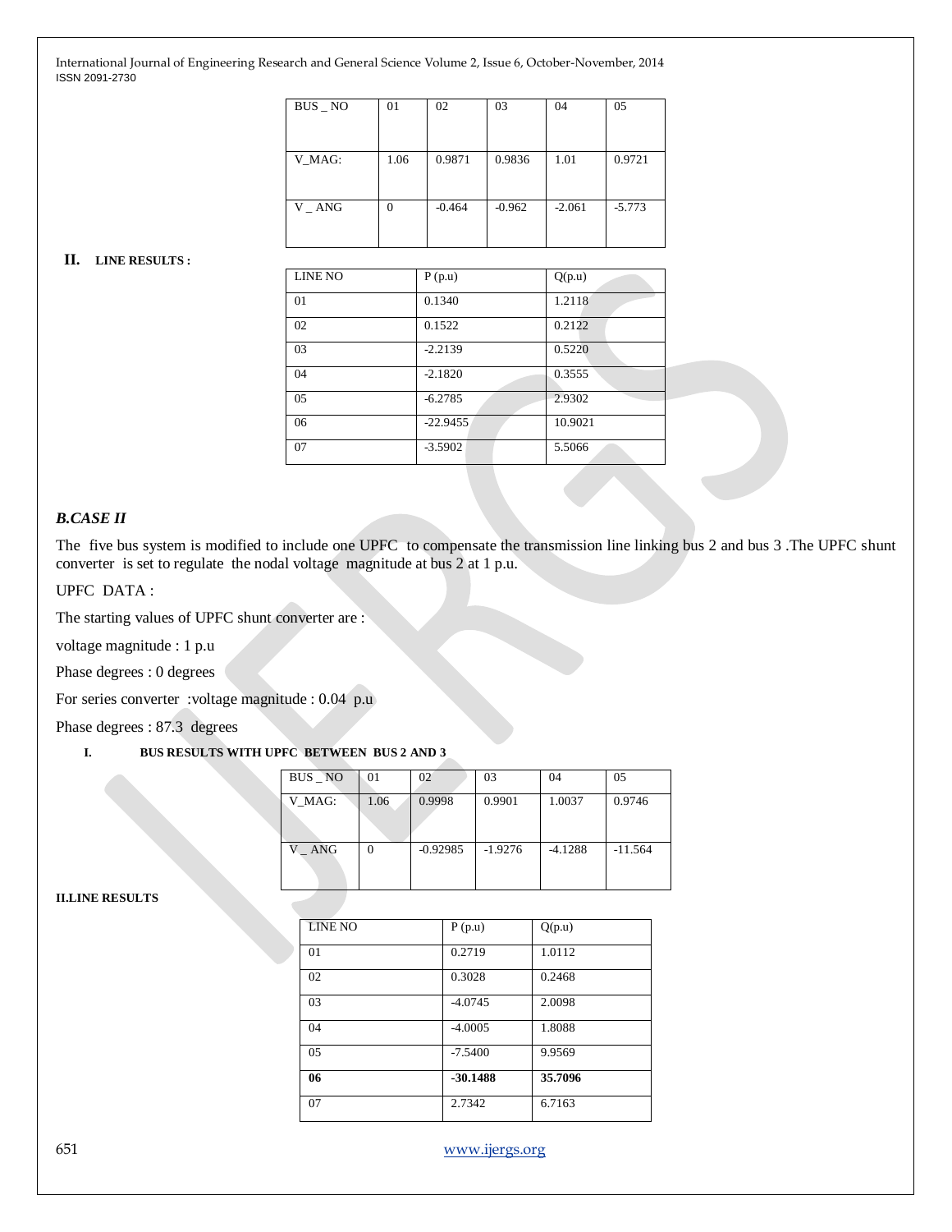| BUS _ NO | 01 | 02 | 03 | 04 | 05 |
|---|---|---|---|---|---|
| V_MAG: | 1.06 | 0.9871 | 0.9836 | 1.01 | 0.9721 |
| V _ ANG | 0 | -0.464 | -0.962 | -2.061 | -5.773 |

**II. LINE RESULTS :**

| LINE NO | P (p.u) | Q(p.u) |
|---|---|---|
| 01 | 0.1340 | 1.2118 |
| 02 | 0.1522 | 0.2122 |
| 03 | -2.2139 | 0.5220 |
| 04 | -2.1820 | 0.3555 |
| 05 | -6.2785 | 2.9302 |
| 06 | -22.9455 | 10.9021 |
| 07 | -3.5902 | 5.5066 |

### *B.CASE II*

The five bus system is modified to include one UPFC to compensate the transmission line linking bus 2 and bus 3 .The UPFC shunt converter is set to regulate the nodal voltage magnitude at bus 2 at 1 p.u.

UPFC DATA :

The starting values of UPFC shunt converter are :

voltage magnitude : 1 p.u

Phase degrees : 0 degrees

For series converter :voltage magnitude : 0.04 p.u

Phase degrees : 87.3 degrees

**I. BUS RESULTS WITH UPFC BETWEEN BUS 2 AND 3**

| BUS _ NO | 01 | 02 | 03 | 04 | 05 |
|---|---|---|---|---|---|
| V_MAG: | 1.06 | 0.9998 | 0.9901 | 1.0037 | 0.9746 |
| V _ ANG | 0 | -0.92985 | -1.9276 | -4.1288 | -11.564 |

**II.LINE RESULTS**

| LINE NO | P (p.u) | Q(p.u) |
|---|---|---|
| 01 | 0.2719 | 1.0112 |
| 02 | 0.3028 | 0.2468 |
| 03 | -4.0745 | 2.0098 |
| 04 | -4.0005 | 1.8088 |
| 05 | -7.5400 | 9.9569 |
| **06** | **-30.1488** | **35.7096** |
| 07 | 2.7342 | 6.7163 |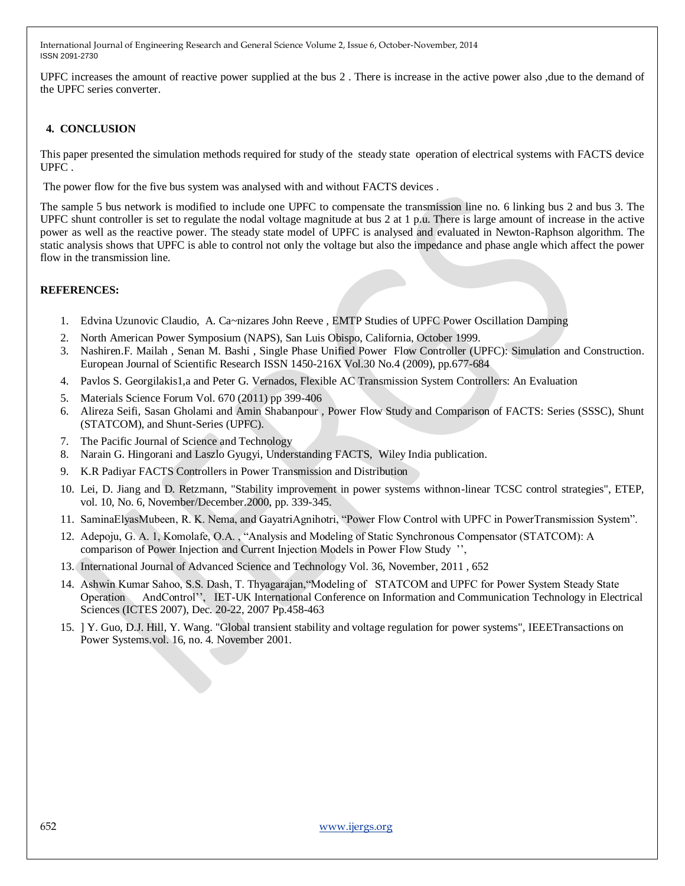UPFC increases the amount of reactive power supplied at the bus 2 . There is increase in the active power also ,due to the demand of the UPFC series converter.

## 4. CONCLUSION

This paper presented the simulation methods required for study of the steady state operation of electrical systems with FACTS device UPFC .

The power flow for the five bus system was analysed with and without FACTS devices .

The sample 5 bus network is modified to include one UPFC to compensate the transmission line no. 6 linking bus 2 and bus 3. The UPFC shunt controller is set to regulate the nodal voltage magnitude at bus 2 at 1 p.u. There is large amount of increase in the active power as well as the reactive power. The steady state model of UPFC is analysed and evaluated in Newton-Raphson algorithm. The static analysis shows that UPFC is able to control not only the voltage but also the impedance and phase angle which affect the power flow in the transmission line.

## REFERENCES:

1. Edvina Uzunovic Claudio, A. Ca~nizares John Reeve , EMTP Studies of UPFC Power Oscillation Damping
2. North American Power Symposium (NAPS), San Luis Obispo, California, October 1999.
3. Nashiren.F. Mailah , Senan M. Bashi , Single Phase Unified Power Flow Controller (UPFC): Simulation and Construction. European Journal of Scientific Research ISSN 1450-216X Vol.30 No.4 (2009), pp.677-684
4. Pavlos S. Georgilakis1,a and Peter G. Vernados, Flexible AC Transmission System Controllers: An Evaluation
5. Materials Science Forum Vol. 670 (2011) pp 399-406
6. Alireza Seifi, Sasan Gholami and Amin Shabanpour , Power Flow Study and Comparison of FACTS: Series (SSSC), Shunt (STATCOM), and Shunt-Series (UPFC).
7. The Pacific Journal of Science and Technology
8. Narain G. Hingorani and Laszlo Gyugyi, Understanding FACTS, Wiley India publication.
9. K.R Padiyar FACTS Controllers in Power Transmission and Distribution
10. Lei, D. Jiang and D. Retzmann, "Stability improvement in power systems withnon-linear TCSC control strategies", ETEP, vol. 10, No. 6, November/December.2000, pp. 339-345.
11. SaminaElyasMubeen, R. K. Nema, and GayatriAgnihotri, "Power Flow Control with UPFC in PowerTransmission System".
12. Adepoju, G. A. 1, Komolafe, O.A. , "Analysis and Modeling of Static Synchronous Compensator (STATCOM): A comparison of Power Injection and Current Injection Models in Power Flow Study '',
13. International Journal of Advanced Science and Technology Vol. 36, November, 2011 , 652
14. Ashwin Kumar Sahoo, S.S. Dash, T. Thyagarajan,"Modeling of STATCOM and UPFC for Power System Steady State Operation AndControl'', IET-UK International Conference on Information and Communication Technology in Electrical Sciences (ICTES 2007), Dec. 20-22, 2007 Pp.458-463
15. ] Y. Guo, D.J. Hill, Y. Wang. "Global transient stability and voltage regulation for power systems", IEEETransactions on Power Systems.vol. 16, no. 4. November 2001.